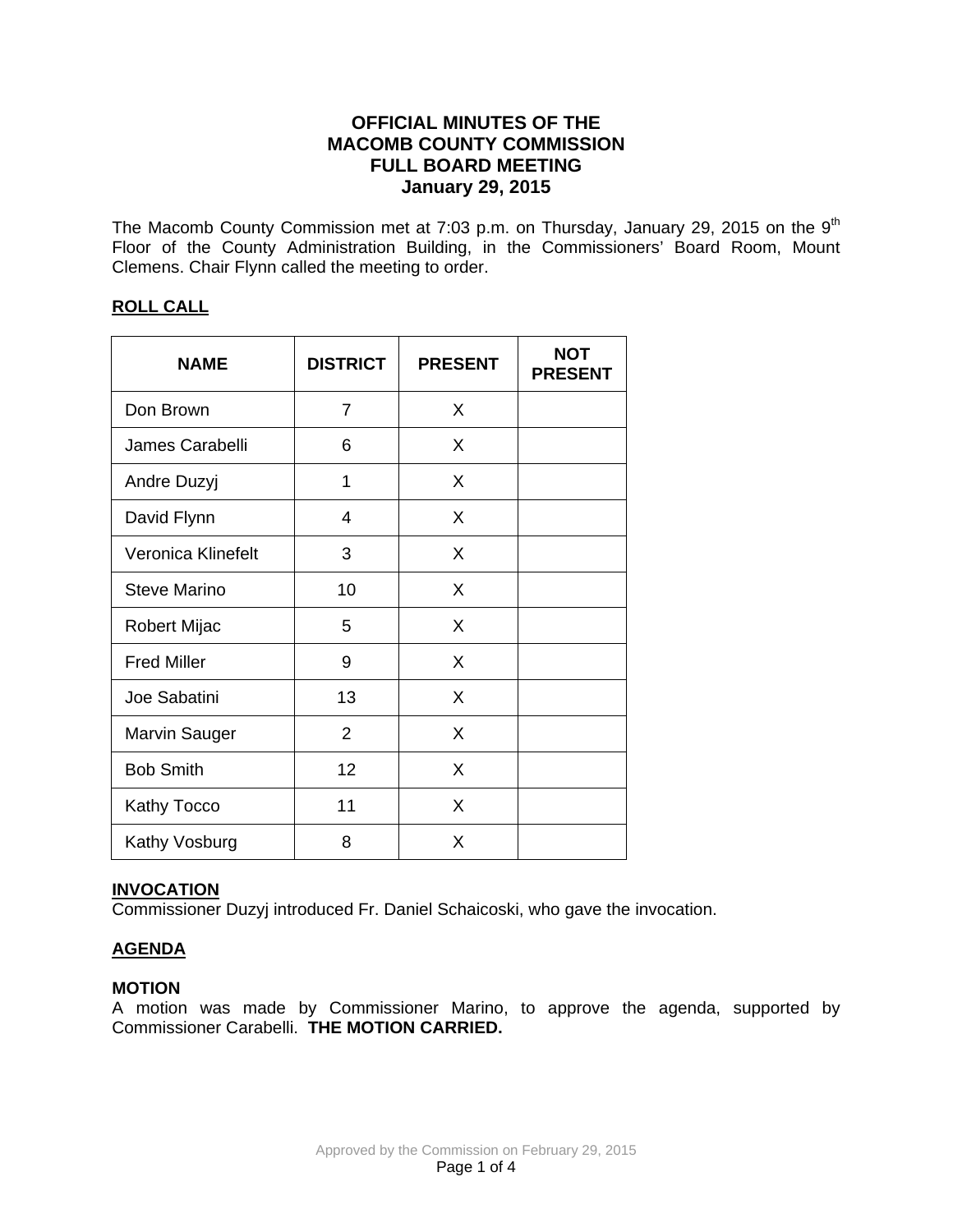# OFFICIAL MINUTES OF THE MACOMB COUNTY COMMISSION FULL BOARD MEETING January 29, 2015

The Macomb County Commission met at 7:03 p.m. on Thursday, January 29, 2015 on the 9th Floor of the County Administration Building, in the Commissioners' Board Room, Mount Clemens. Chair Flynn called the meeting to order.

## ROLL CALL

| NAME | DISTRICT | PRESENT | NOT PRESENT |
|---|---|---|---|
| Don Brown | 7 | X | |
| James Carabelli | 6 | X | |
| Andre Duzyj | 1 | X | |
| David Flynn | 4 | X | |
| Veronica Klinefelt | 3 | X | |
| Steve Marino | 10 | X | |
| Robert Mijac | 5 | X | |
| Fred Miller | 9 | X | |
| Joe Sabatini | 13 | X | |
| Marvin Sauger | 2 | X | |
| Bob Smith | 12 | X | |
| Kathy Tocco | 11 | X | |
| Kathy Vosburg | 8 | X | |

## INVOCATION

Commissioner Duzyj introduced Fr. Daniel Schaicoski, who gave the invocation.

## AGENDA

**MOTION**

A motion was made by Commissioner Marino, to approve the agenda, supported by Commissioner Carabelli. **THE MOTION CARRIED.**

Approved by the Commission on February 29, 2015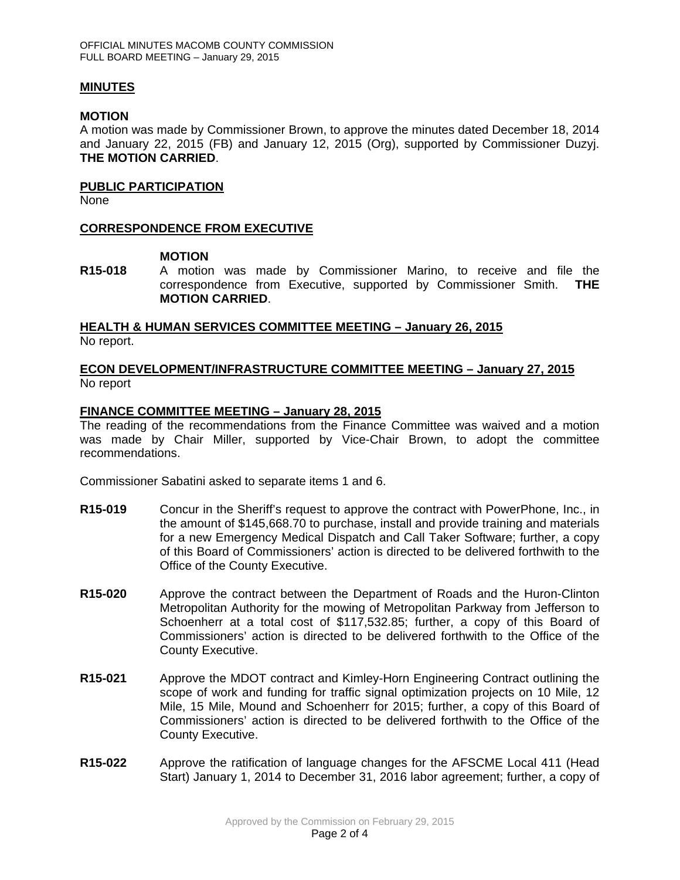## MINUTES

### MOTION

A motion was made by Commissioner Brown, to approve the minutes dated December 18, 2014 and January 22, 2015 (FB) and January 12, 2015 (Org), supported by Commissioner Duzyj. **THE MOTION CARRIED**.

## PUBLIC PARTICIPATION

None

## CORRESPONDENCE FROM EXECUTIVE

**MOTION**

**R15-018** A motion was made by Commissioner Marino, to receive and file the correspondence from Executive, supported by Commissioner Smith. **THE MOTION CARRIED**.

## HEALTH & HUMAN SERVICES COMMITTEE MEETING – January 26, 2015

No report.

## ECON DEVELOPMENT/INFRASTRUCTURE COMMITTEE MEETING – January 27, 2015

No report

## FINANCE COMMITTEE MEETING – January 28, 2015

The reading of the recommendations from the Finance Committee was waived and a motion was made by Chair Miller, supported by Vice-Chair Brown, to adopt the committee recommendations.

Commissioner Sabatini asked to separate items 1 and 6.

**R15-019** Concur in the Sheriff's request to approve the contract with PowerPhone, Inc., in the amount of $145,668.70 to purchase, install and provide training and materials for a new Emergency Medical Dispatch and Call Taker Software; further, a copy of this Board of Commissioners' action is directed to be delivered forthwith to the Office of the County Executive.

**R15-020** Approve the contract between the Department of Roads and the Huron-Clinton Metropolitan Authority for the mowing of Metropolitan Parkway from Jefferson to Schoenherr at a total cost of $117,532.85; further, a copy of this Board of Commissioners' action is directed to be delivered forthwith to the Office of the County Executive.

**R15-021** Approve the MDOT contract and Kimley-Horn Engineering Contract outlining the scope of work and funding for traffic signal optimization projects on 10 Mile, 12 Mile, 15 Mile, Mound and Schoenherr for 2015; further, a copy of this Board of Commissioners' action is directed to be delivered forthwith to the Office of the County Executive.

**R15-022** Approve the ratification of language changes for the AFSCME Local 411 (Head Start) January 1, 2014 to December 31, 2016 labor agreement; further, a copy of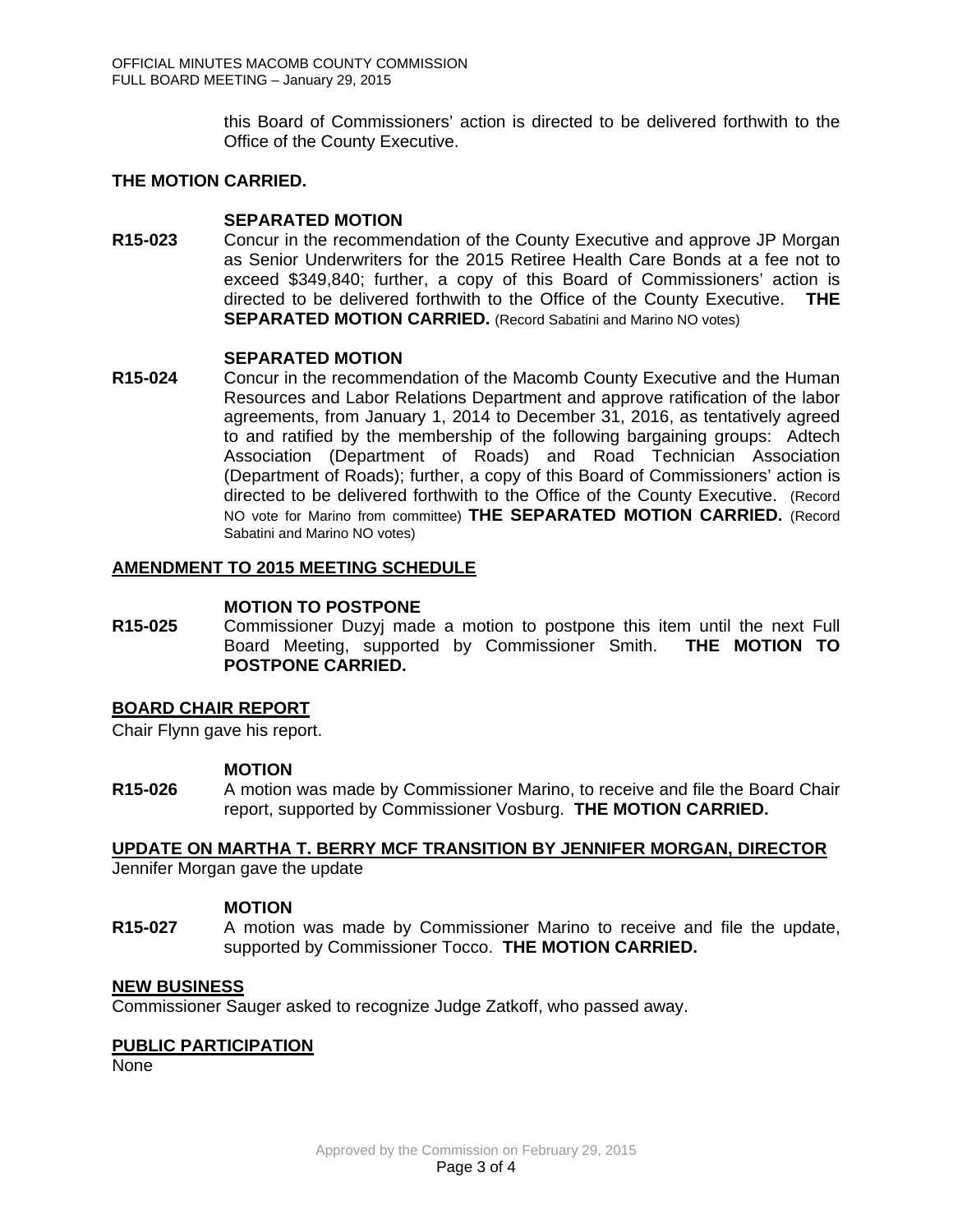this Board of Commissioners' action is directed to be delivered forthwith to the Office of the County Executive.

**THE MOTION CARRIED.**

**SEPARATED MOTION**

**R15-023** Concur in the recommendation of the County Executive and approve JP Morgan as Senior Underwriters for the 2015 Retiree Health Care Bonds at a fee not to exceed $349,840; further, a copy of this Board of Commissioners' action is directed to be delivered forthwith to the Office of the County Executive. **THE SEPARATED MOTION CARRIED.** (Record Sabatini and Marino NO votes)

**SEPARATED MOTION**

**R15-024** Concur in the recommendation of the Macomb County Executive and the Human Resources and Labor Relations Department and approve ratification of the labor agreements, from January 1, 2014 to December 31, 2016, as tentatively agreed to and ratified by the membership of the following bargaining groups: Adtech Association (Department of Roads) and Road Technician Association (Department of Roads); further, a copy of this Board of Commissioners' action is directed to be delivered forthwith to the Office of the County Executive. (Record NO vote for Marino from committee) **THE SEPARATED MOTION CARRIED.** (Record Sabatini and Marino NO votes)

**AMENDMENT TO 2015 MEETING SCHEDULE**

**MOTION TO POSTPONE**

**R15-025** Commissioner Duzyj made a motion to postpone this item until the next Full Board Meeting, supported by Commissioner Smith. **THE MOTION TO POSTPONE CARRIED.**

**BOARD CHAIR REPORT**

Chair Flynn gave his report.

**MOTION**

**R15-026** A motion was made by Commissioner Marino, to receive and file the Board Chair report, supported by Commissioner Vosburg. **THE MOTION CARRIED.**

**UPDATE ON MARTHA T. BERRY MCF TRANSITION BY JENNIFER MORGAN, DIRECTOR**

Jennifer Morgan gave the update

**MOTION**

**R15-027** A motion was made by Commissioner Marino to receive and file the update, supported by Commissioner Tocco. **THE MOTION CARRIED.**

**NEW BUSINESS**

Commissioner Sauger asked to recognize Judge Zatkoff, who passed away.

**PUBLIC PARTICIPATION**

None

Approved by the Commission on February 29, 2015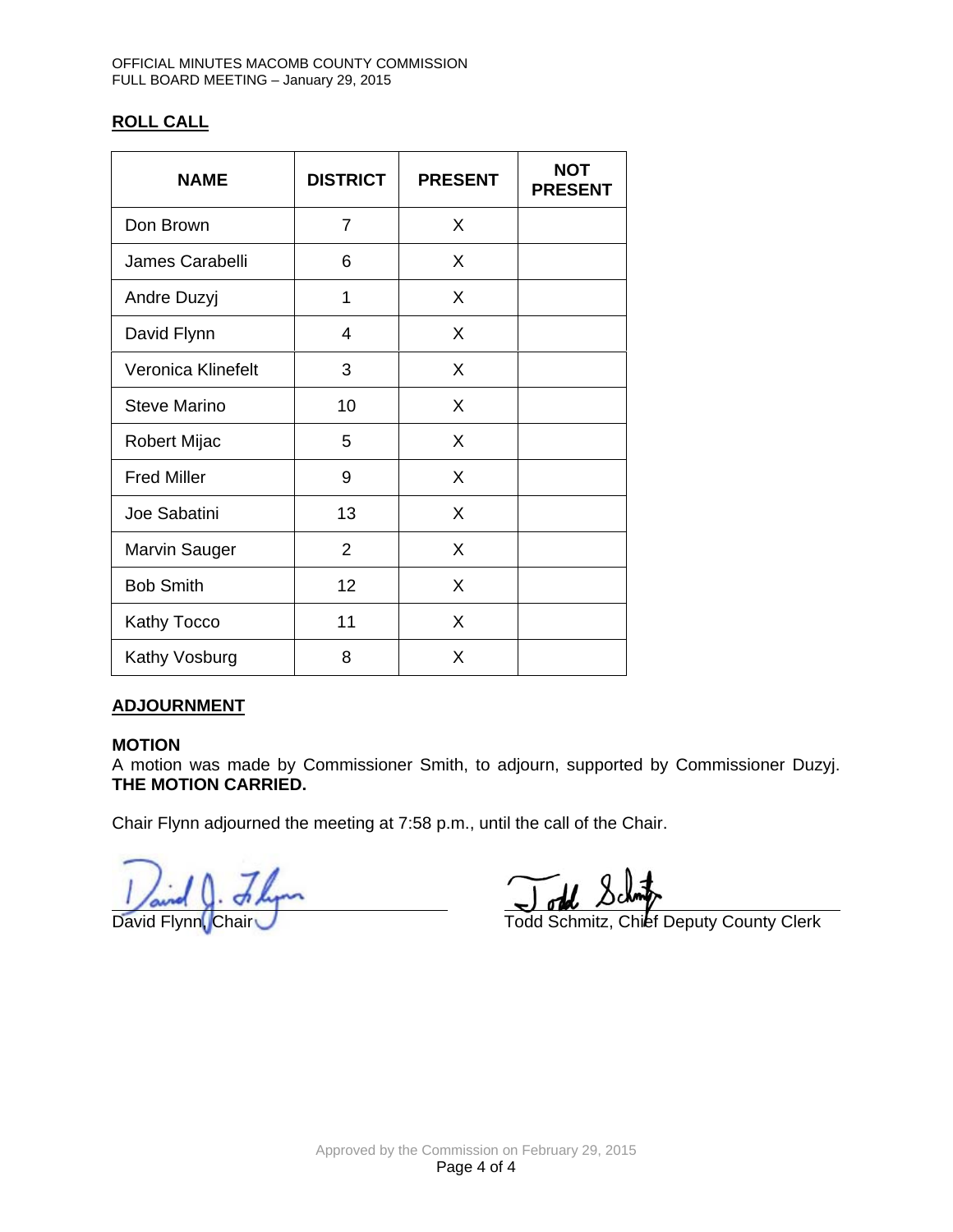## ROLL CALL

| NAME | DISTRICT | PRESENT | NOT PRESENT |
|---|---|---|---|
| Don Brown | 7 | X | |
| James Carabelli | 6 | X | |
| Andre Duzyj | 1 | X | |
| David Flynn | 4 | X | |
| Veronica Klinefelt | 3 | X | |
| Steve Marino | 10 | X | |
| Robert Mijac | 5 | X | |
| Fred Miller | 9 | X | |
| Joe Sabatini | 13 | X | |
| Marvin Sauger | 2 | X | |
| Bob Smith | 12 | X | |
| Kathy Tocco | 11 | X | |
| Kathy Vosburg | 8 | X | |

## ADJOURNMENT

**MOTION**
A motion was made by Commissioner Smith, to adjourn, supported by Commissioner Duzyj. **THE MOTION CARRIED.**

Chair Flynn adjourned the meeting at 7:58 p.m., until the call of the Chair.

David Flynn, Chair

Todd Schmitz, Chief Deputy County Clerk

Approved by the Commission on February 29, 2015